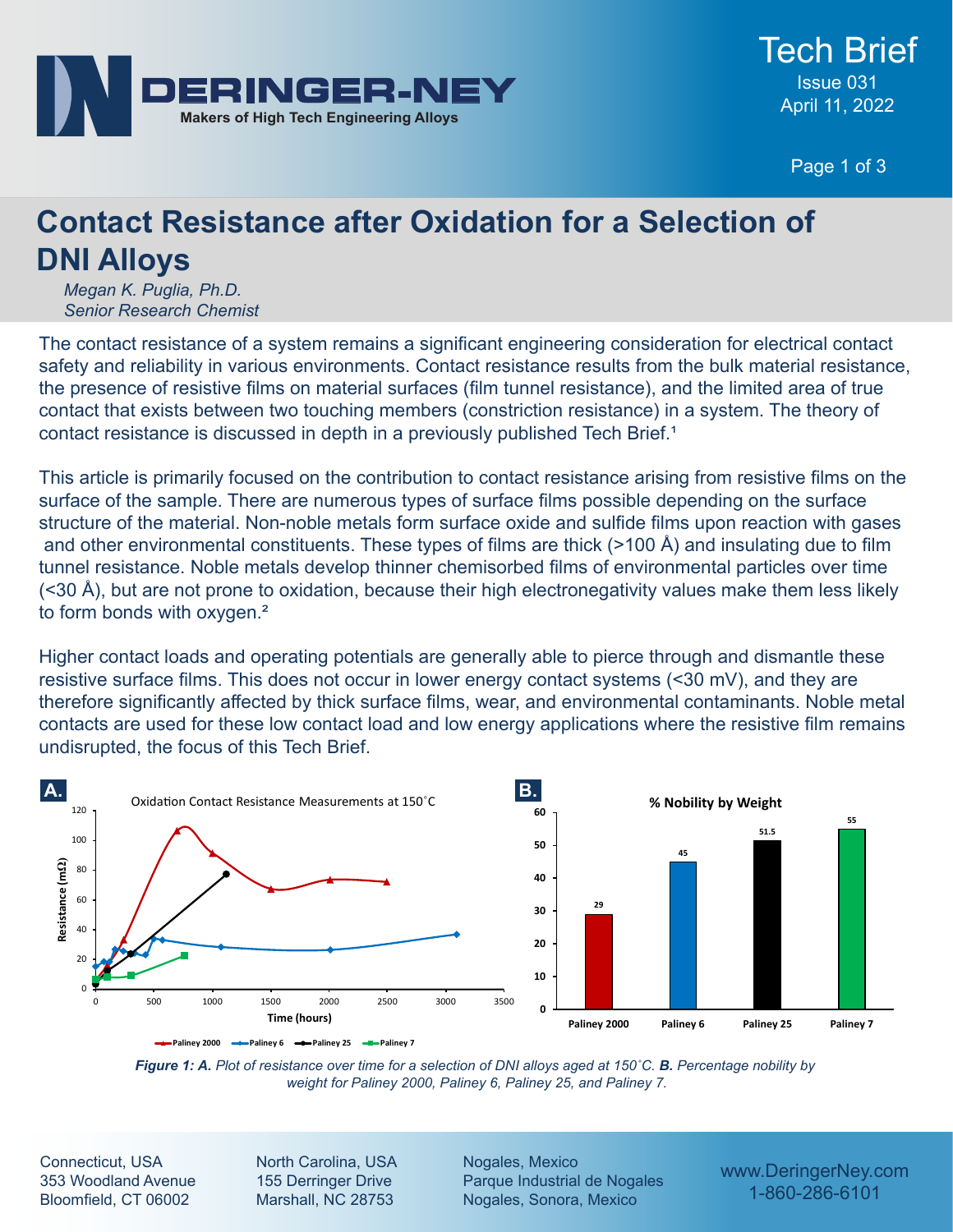Tech Brief
Issue 031
April 11, 2022

# Contact Resistance after Oxidation for a Selection of DNI Alloys

*Megan K. Puglia, Ph.D.*
*Senior Research Chemist*

The contact resistance of a system remains a significant engineering consideration for electrical contact safety and reliability in various environments. Contact resistance results from the bulk material resistance, the presence of resistive films on material surfaces (film tunnel resistance), and the limited area of true contact that exists between two touching members (constriction resistance) in a system. The theory of contact resistance is discussed in depth in a previously published Tech Brief.[1]

This article is primarily focused on the contribution to contact resistance arising from resistive films on the surface of the sample. There are numerous types of surface films possible depending on the surface structure of the material. Non-noble metals form surface oxide and sulfide films upon reaction with gases and other environmental constituents. These types of films are thick (>100 Å) and insulating due to film tunnel resistance. Noble metals develop thinner chemisorbed films of environmental particles over time (<30 Å), but are not prone to oxidation, because their high electronegativity values make them less likely to form bonds with oxygen.[2]

Higher contact loads and operating potentials are generally able to pierce through and dismantle these resistive surface films. This does not occur in lower energy contact systems (<30 mV), and they are therefore significantly affected by thick surface films, wear, and environmental contaminants. Noble metal contacts are used for these low contact load and low energy applications where the resistive film remains undisrupted, the focus of this Tech Brief.

***Figure 1: A.*** *Plot of resistance over time for a selection of DNI alloys aged at 150˚C.* ***B.*** *Percentage nobility by weight for Paliney 2000, Paliney 6, Paliney 25, and Paliney 7.*

Connecticut, USA
353 Woodland Avenue
Bloomfield, CT 06002

North Carolina, USA
155 Derringer Drive
Marshall, NC 28753

Nogales, Mexico
Parque Industrial de Nogales
Nogales, Sonora, Mexico

www.DeringerNey.com
1-860-286-6101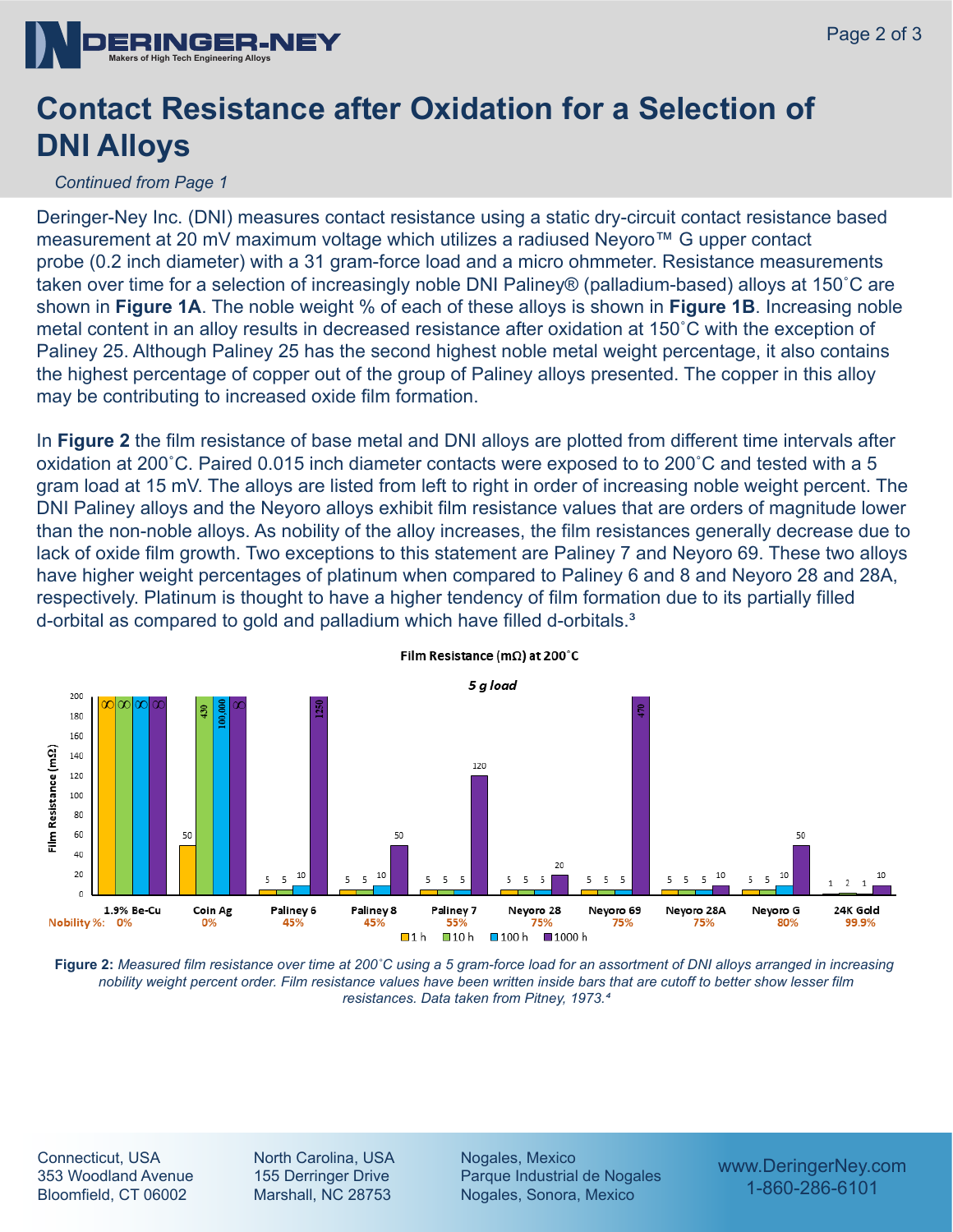# Contact Resistance after Oxidation for a Selection of DNI Alloys

*Continued from Page 1*

Deringer-Ney Inc. (DNI) measures contact resistance using a static dry-circuit contact resistance based measurement at 20 mV maximum voltage which utilizes a radiused Neyoro™ G upper contact probe (0.2 inch diameter) with a 31 gram-force load and a micro ohmmeter. Resistance measurements taken over time for a selection of increasingly noble DNI Paliney® (palladium-based) alloys at 150˚C are shown in **Figure 1A**. The noble weight % of each of these alloys is shown in **Figure 1B**. Increasing noble metal content in an alloy results in decreased resistance after oxidation at 150˚C with the exception of Paliney 25. Although Paliney 25 has the second highest noble metal weight percentage, it also contains the highest percentage of copper out of the group of Paliney alloys presented. The copper in this alloy may be contributing to increased oxide film formation.

In **Figure 2** the film resistance of base metal and DNI alloys are plotted from different time intervals after oxidation at 200˚C. Paired 0.015 inch diameter contacts were exposed to to 200˚C and tested with a 5 gram load at 15 mV. The alloys are listed from left to right in order of increasing noble weight percent. The DNI Paliney alloys and the Neyoro alloys exhibit film resistance values that are orders of magnitude lower than the non-noble alloys. As nobility of the alloy increases, the film resistances generally decrease due to lack of oxide film growth. Two exceptions to this statement are Paliney 7 and Neyoro 69. These two alloys have higher weight percentages of platinum when compared to Paliney 6 and 8 and Neyoro 28 and 28A, respectively. Platinum is thought to have a higher tendency of film formation due to its partially filled d-orbital as compared to gold and palladium which have filled d-orbitals.[3]

**Film Resistance (mΩ) at 200˚C**

*5 g load*

| Alloy | Nobility % | 1 h | 10 h | 100 h | 1000 h |
|---|---|---|---|---|---|
| 1.9% Be-Cu | 0% | ∞ | ∞ | ∞ | ∞ |
| Coin Ag | 0% | 50 | 430 | 100,000 | ∞ |
| Paliney 6 | 45% | 5 | 5 | 10 | 1250 |
| Paliney 8 | 45% | 5 | 5 | 10 | 50 |
| Paliney 7 | 55% | 5 | 5 | 5 | 120 |
| Neyoro 28 | 75% | 5 | 5 | 5 | 20 |
| Neyoro 69 | 75% | 5 | 5 | 5 | 470 |
| Neyoro 28A | 75% | 5 | 5 | 5 | 10 |
| Neyoro G | 80% | 5 | 5 | 10 | 50 |
| 24K Gold | 99.9% | 1 | 2 | 1 | 10 |

**Figure 2:** *Measured film resistance over time at 200˚C using a 5 gram-force load for an assortment of DNI alloys arranged in increasing nobility weight percent order. Film resistance values have been written inside bars that are cutoff to better show lesser film resistances. Data taken from Pitney, 1973.*[4]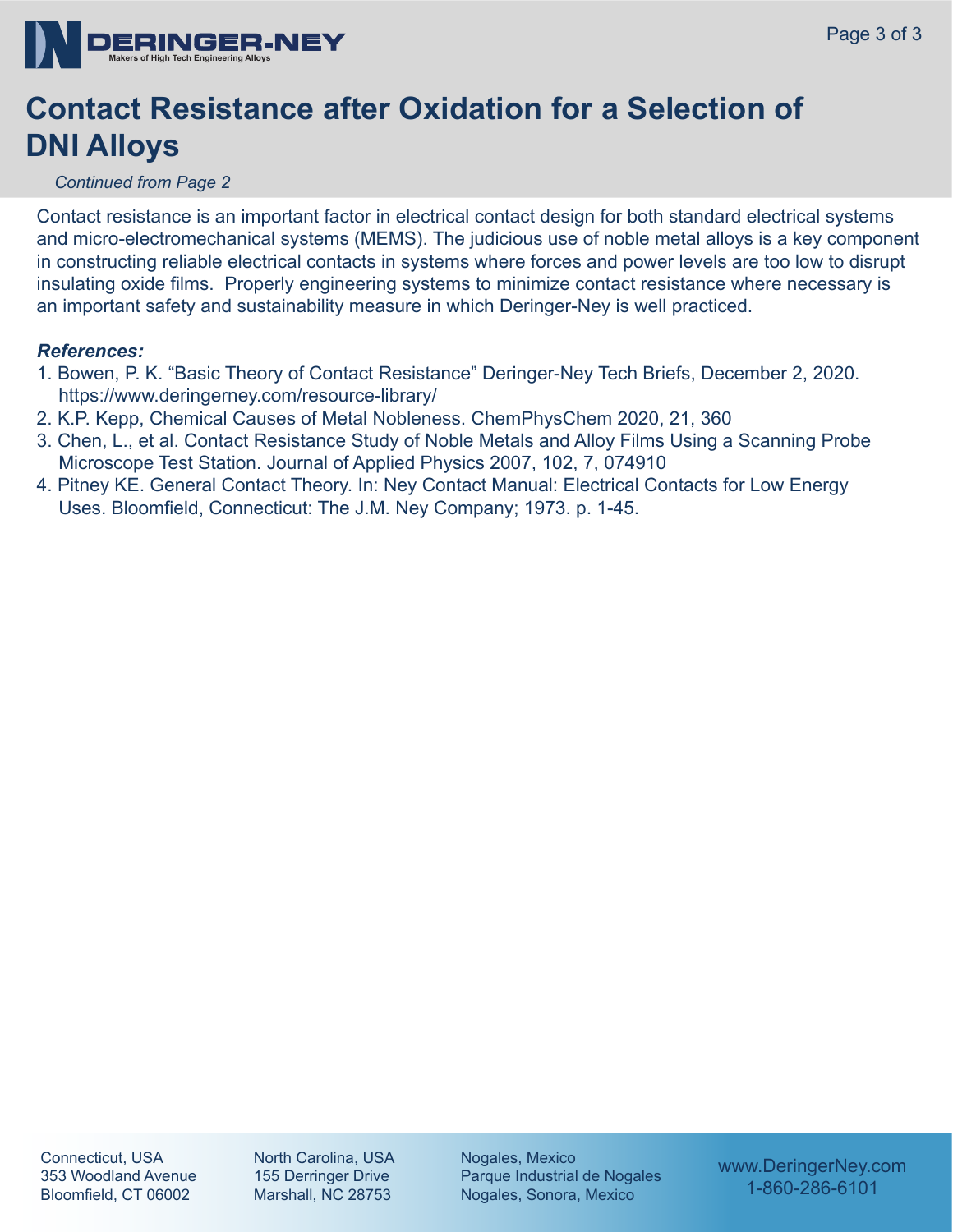# Contact Resistance after Oxidation for a Selection of DNI Alloys

*Continued from Page 2*

Contact resistance is an important factor in electrical contact design for both standard electrical systems and micro-electromechanical systems (MEMS). The judicious use of noble metal alloys is a key component in constructing reliable electrical contacts in systems where forces and power levels are too low to disrupt insulating oxide films. Properly engineering systems to minimize contact resistance where necessary is an important safety and sustainability measure in which Deringer-Ney is well practiced.

***References:***

1. Bowen, P. K. "Basic Theory of Contact Resistance" Deringer-Ney Tech Briefs, December 2, 2020. https://www.deringerney.com/resource-library/
2. K.P. Kepp, Chemical Causes of Metal Nobleness. ChemPhysChem 2020, 21, 360
3. Chen, L., et al. Contact Resistance Study of Noble Metals and Alloy Films Using a Scanning Probe Microscope Test Station. Journal of Applied Physics 2007, 102, 7, 074910
4. Pitney KE. General Contact Theory. In: Ney Contact Manual: Electrical Contacts for Low Energy Uses. Bloomfield, Connecticut: The J.M. Ney Company; 1973. p. 1-45.

Connecticut, USA
353 Woodland Avenue
Bloomfield, CT 06002

North Carolina, USA
155 Derringer Drive
Marshall, NC 28753

Nogales, Mexico
Parque Industrial de Nogales
Nogales, Sonora, Mexico

www.DeringerNey.com
1-860-286-6101